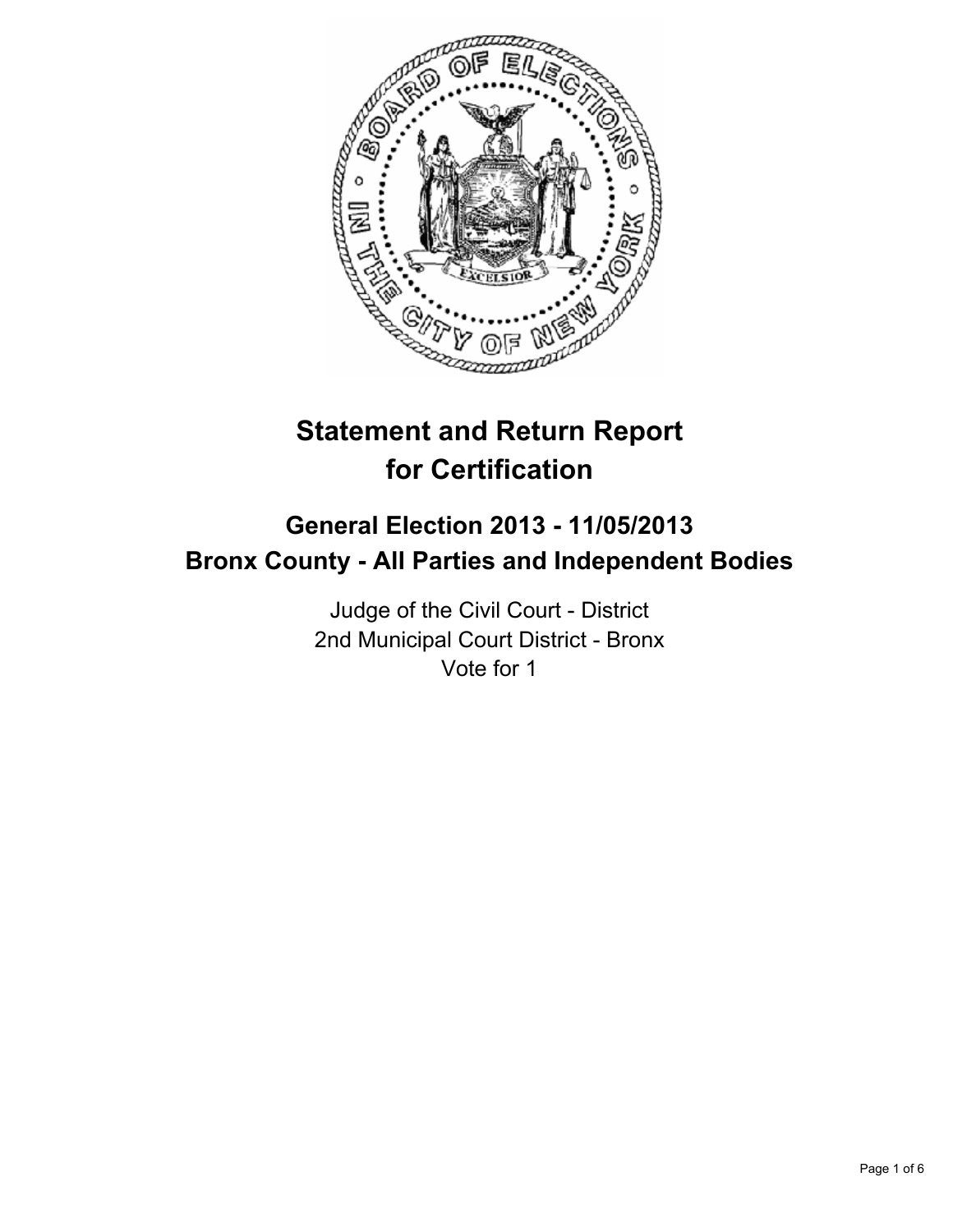# Statement and Return Report for Certification

## General Election 2013 - 11/05/2013
## Bronx County - All Parties and Independent Bodies

Judge of the Civil Court - District
2nd Municipal Court District - Bronx
Vote for 1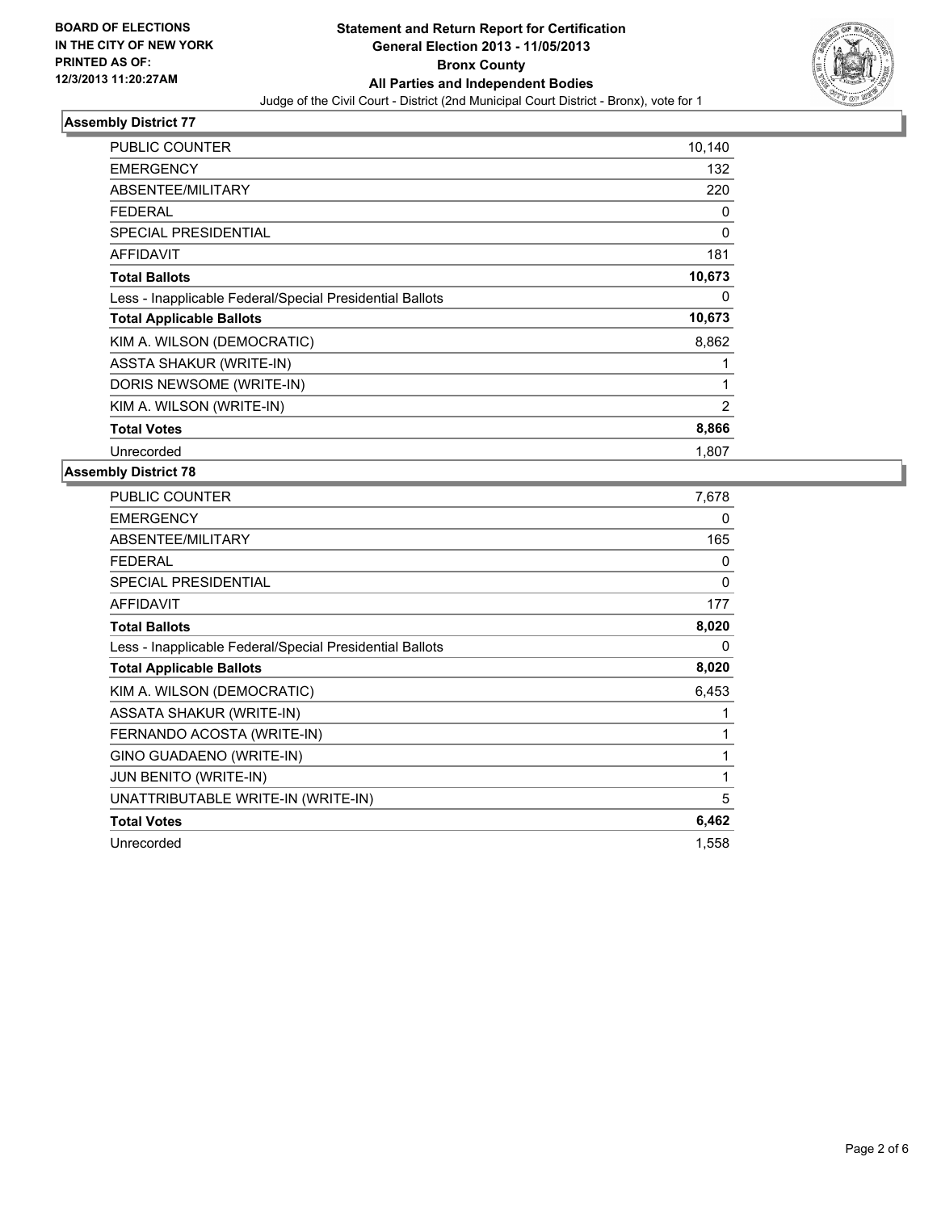**BOARD OF ELECTIONS IN THE CITY OF NEW YORK PRINTED AS OF: 12/3/2013 11:20:27AM**

**Statement and Return Report for Certification General Election 2013 - 11/05/2013 Bronx County All Parties and Independent Bodies**

Judge of the Civil Court - District (2nd Municipal Court District - Bronx), vote for 1

### Assembly District 77

| | |
|---|---|
| PUBLIC COUNTER | 10,140 |
| EMERGENCY | 132 |
| ABSENTEE/MILITARY | 220 |
| FEDERAL | 0 |
| SPECIAL PRESIDENTIAL | 0 |
| AFFIDAVIT | 181 |
| **Total Ballots** | **10,673** |
| Less - Inapplicable Federal/Special Presidential Ballots | 0 |
| **Total Applicable Ballots** | **10,673** |
| KIM A. WILSON (DEMOCRATIC) | 8,862 |
| ASSTA SHAKUR (WRITE-IN) | 1 |
| DORIS NEWSOME (WRITE-IN) | 1 |
| KIM A. WILSON (WRITE-IN) | 2 |
| **Total Votes** | **8,866** |
| Unrecorded | 1,807 |

### Assembly District 78

| | |
|---|---|
| PUBLIC COUNTER | 7,678 |
| EMERGENCY | 0 |
| ABSENTEE/MILITARY | 165 |
| FEDERAL | 0 |
| SPECIAL PRESIDENTIAL | 0 |
| AFFIDAVIT | 177 |
| **Total Ballots** | **8,020** |
| Less - Inapplicable Federal/Special Presidential Ballots | 0 |
| **Total Applicable Ballots** | **8,020** |
| KIM A. WILSON (DEMOCRATIC) | 6,453 |
| ASSATA SHAKUR (WRITE-IN) | 1 |
| FERNANDO ACOSTA (WRITE-IN) | 1 |
| GINO GUADAENO (WRITE-IN) | 1 |
| JUN BENITO (WRITE-IN) | 1 |
| UNATTRIBUTABLE WRITE-IN (WRITE-IN) | 5 |
| **Total Votes** | **6,462** |
| Unrecorded | 1,558 |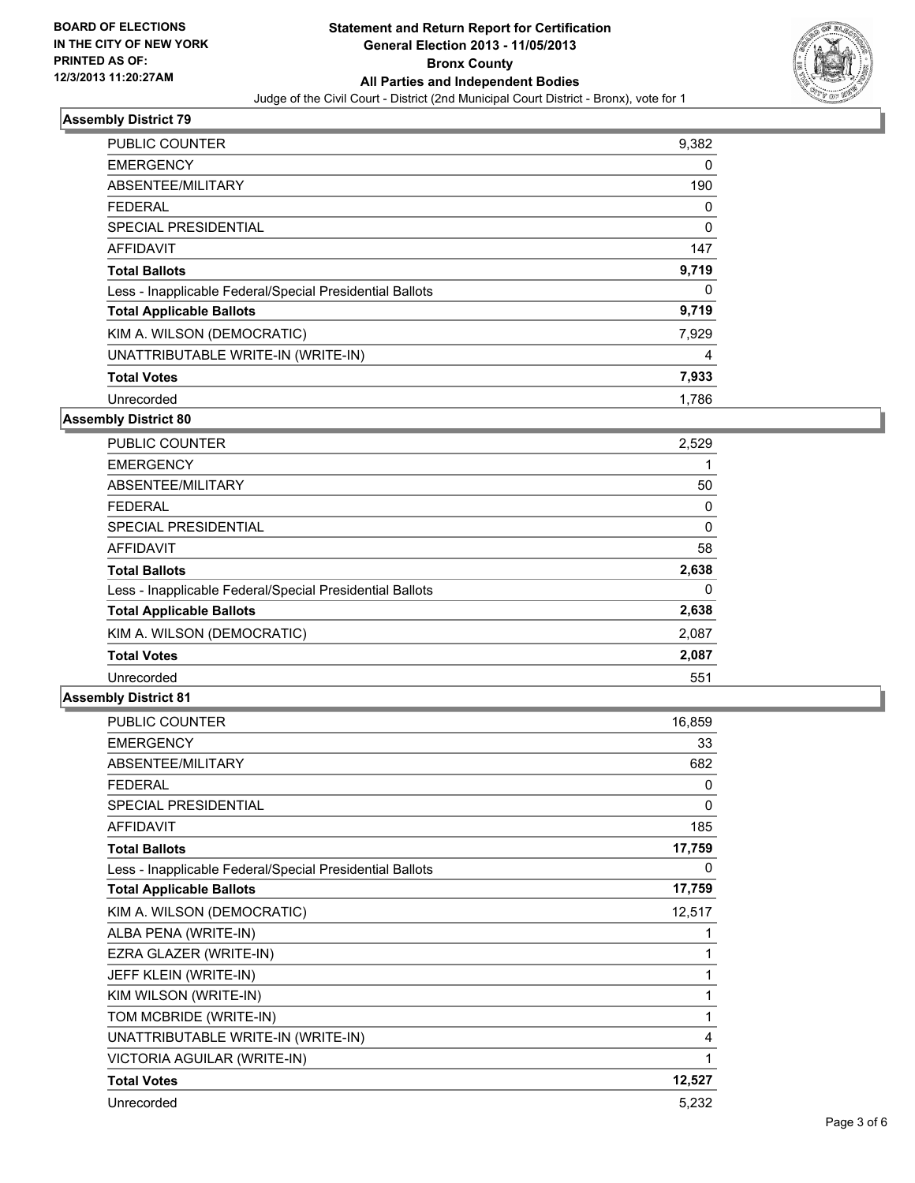BOARD OF ELECTIONS
IN THE CITY OF NEW YORK
PRINTED AS OF:
12/3/2013 11:20:27AM

**Statement and Return Report for Certification**
**General Election 2013 - 11/05/2013**
**Bronx County**
**All Parties and Independent Bodies**
Judge of the Civil Court - District (2nd Municipal Court District - Bronx), vote for 1

### Assembly District 79

| | |
|---|---|
| PUBLIC COUNTER | 9,382 |
| EMERGENCY | 0 |
| ABSENTEE/MILITARY | 190 |
| FEDERAL | 0 |
| SPECIAL PRESIDENTIAL | 0 |
| AFFIDAVIT | 147 |
| **Total Ballots** | **9,719** |
| Less - Inapplicable Federal/Special Presidential Ballots | 0 |
| **Total Applicable Ballots** | **9,719** |
| KIM A. WILSON (DEMOCRATIC) | 7,929 |
| UNATTRIBUTABLE WRITE-IN (WRITE-IN) | 4 |
| **Total Votes** | **7,933** |
| Unrecorded | 1,786 |

### Assembly District 80

| | |
|---|---|
| PUBLIC COUNTER | 2,529 |
| EMERGENCY | 1 |
| ABSENTEE/MILITARY | 50 |
| FEDERAL | 0 |
| SPECIAL PRESIDENTIAL | 0 |
| AFFIDAVIT | 58 |
| **Total Ballots** | **2,638** |
| Less - Inapplicable Federal/Special Presidential Ballots | 0 |
| **Total Applicable Ballots** | **2,638** |
| KIM A. WILSON (DEMOCRATIC) | 2,087 |
| **Total Votes** | **2,087** |
| Unrecorded | 551 |

### Assembly District 81

| | |
|---|---|
| PUBLIC COUNTER | 16,859 |
| EMERGENCY | 33 |
| ABSENTEE/MILITARY | 682 |
| FEDERAL | 0 |
| SPECIAL PRESIDENTIAL | 0 |
| AFFIDAVIT | 185 |
| **Total Ballots** | **17,759** |
| Less - Inapplicable Federal/Special Presidential Ballots | 0 |
| **Total Applicable Ballots** | **17,759** |
| KIM A. WILSON (DEMOCRATIC) | 12,517 |
| ALBA PENA (WRITE-IN) | 1 |
| EZRA GLAZER (WRITE-IN) | 1 |
| JEFF KLEIN (WRITE-IN) | 1 |
| KIM WILSON (WRITE-IN) | 1 |
| TOM MCBRIDE (WRITE-IN) | 1 |
| UNATTRIBUTABLE WRITE-IN (WRITE-IN) | 4 |
| VICTORIA AGUILAR (WRITE-IN) | 1 |
| **Total Votes** | **12,527** |
| Unrecorded | 5,232 |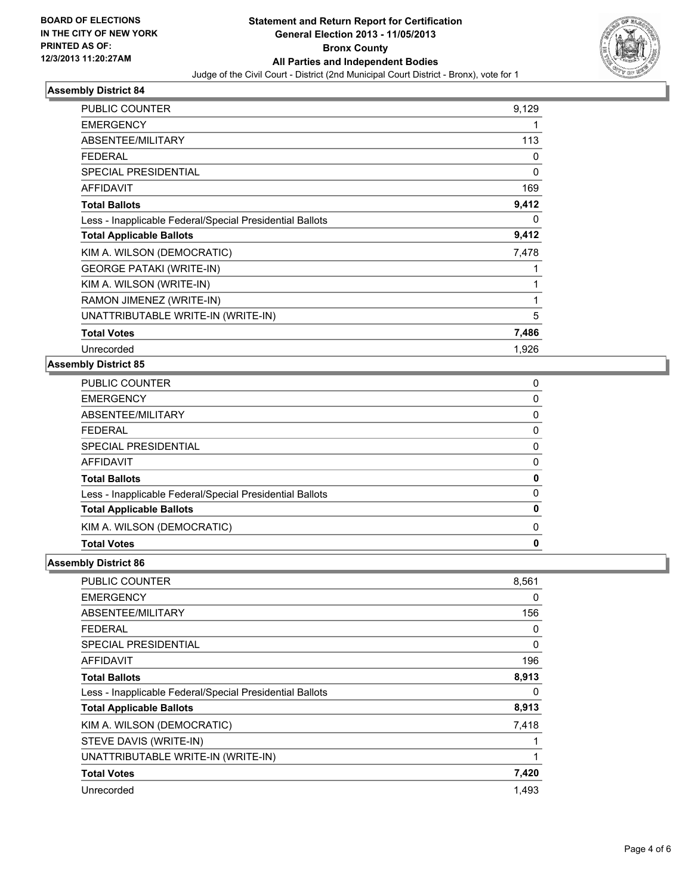**BOARD OF ELECTIONS IN THE CITY OF NEW YORK PRINTED AS OF: 12/3/2013 11:20:27AM**

**Statement and Return Report for Certification**
**General Election 2013 - 11/05/2013**
**Bronx County**
**All Parties and Independent Bodies**
Judge of the Civil Court - District (2nd Municipal Court District - Bronx), vote for 1

### Assembly District 84

| | |
|---|---|
| PUBLIC COUNTER | 9,129 |
| EMERGENCY | 1 |
| ABSENTEE/MILITARY | 113 |
| FEDERAL | 0 |
| SPECIAL PRESIDENTIAL | 0 |
| AFFIDAVIT | 169 |
| **Total Ballots** | **9,412** |
| Less - Inapplicable Federal/Special Presidential Ballots | 0 |
| **Total Applicable Ballots** | **9,412** |
| KIM A. WILSON (DEMOCRATIC) | 7,478 |
| GEORGE PATAKI (WRITE-IN) | 1 |
| KIM A. WILSON (WRITE-IN) | 1 |
| RAMON JIMENEZ (WRITE-IN) | 1 |
| UNATTRIBUTABLE WRITE-IN (WRITE-IN) | 5 |
| **Total Votes** | **7,486** |
| Unrecorded | 1,926 |

### Assembly District 85

| | |
|---|---|
| PUBLIC COUNTER | 0 |
| EMERGENCY | 0 |
| ABSENTEE/MILITARY | 0 |
| FEDERAL | 0 |
| SPECIAL PRESIDENTIAL | 0 |
| AFFIDAVIT | 0 |
| **Total Ballots** | **0** |
| Less - Inapplicable Federal/Special Presidential Ballots | 0 |
| **Total Applicable Ballots** | **0** |
| KIM A. WILSON (DEMOCRATIC) | 0 |
| **Total Votes** | **0** |

### Assembly District 86

| | |
|---|---|
| PUBLIC COUNTER | 8,561 |
| EMERGENCY | 0 |
| ABSENTEE/MILITARY | 156 |
| FEDERAL | 0 |
| SPECIAL PRESIDENTIAL | 0 |
| AFFIDAVIT | 196 |
| **Total Ballots** | **8,913** |
| Less - Inapplicable Federal/Special Presidential Ballots | 0 |
| **Total Applicable Ballots** | **8,913** |
| KIM A. WILSON (DEMOCRATIC) | 7,418 |
| STEVE DAVIS (WRITE-IN) | 1 |
| UNATTRIBUTABLE WRITE-IN (WRITE-IN) | 1 |
| **Total Votes** | **7,420** |
| Unrecorded | 1,493 |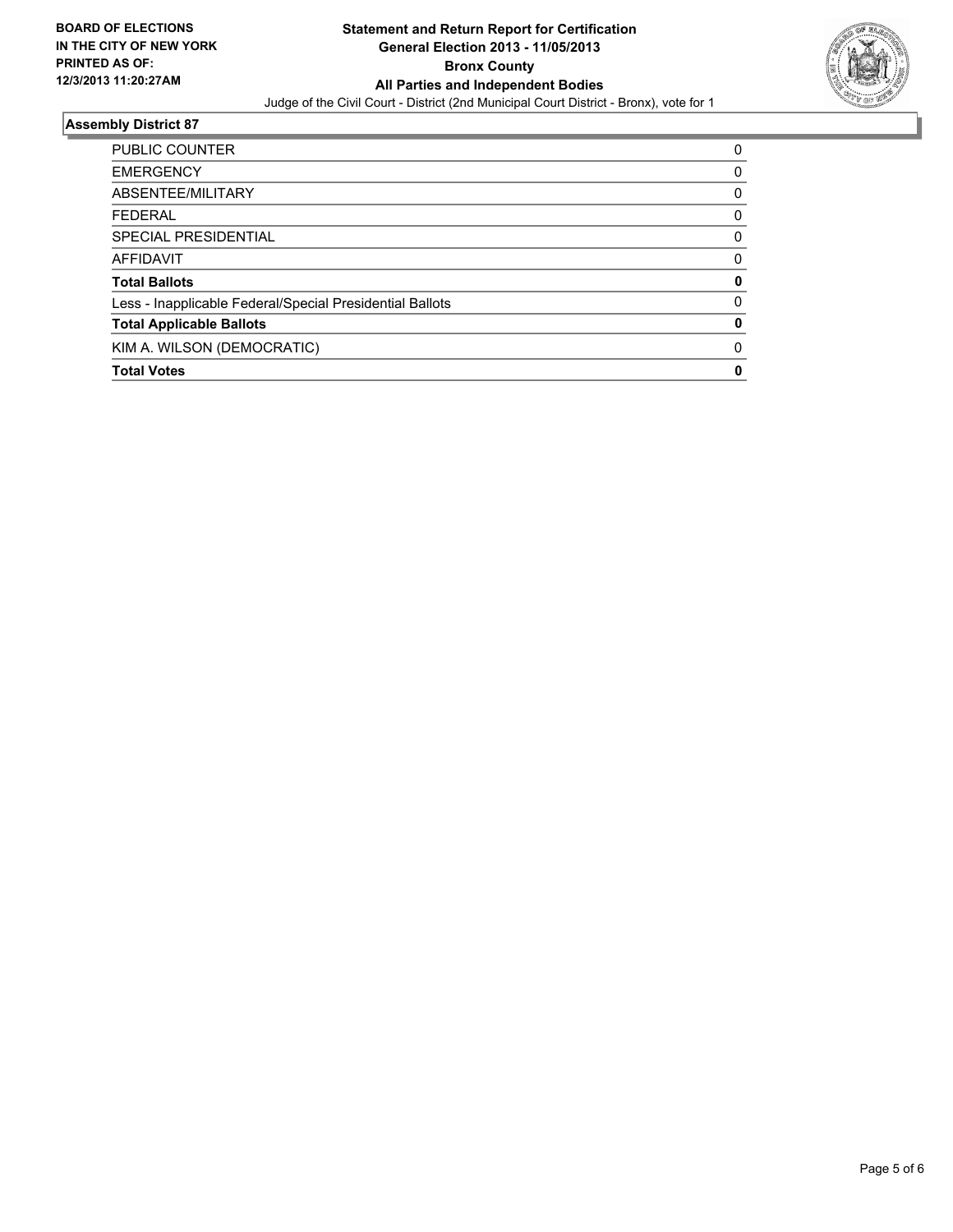**BOARD OF ELECTIONS IN THE CITY OF NEW YORK PRINTED AS OF: 12/3/2013 11:20:27AM**

# Statement and Return Report for Certification
## General Election 2013 - 11/05/2013
## Bronx County
## All Parties and Independent Bodies

Judge of the Civil Court - District (2nd Municipal Court District - Bronx), vote for 1

### Assembly District 87

| | |
|---|---|
| PUBLIC COUNTER | 0 |
| EMERGENCY | 0 |
| ABSENTEE/MILITARY | 0 |
| FEDERAL | 0 |
| SPECIAL PRESIDENTIAL | 0 |
| AFFIDAVIT | 0 |
| **Total Ballots** | **0** |
| Less - Inapplicable Federal/Special Presidential Ballots | 0 |
| **Total Applicable Ballots** | **0** |
| KIM A. WILSON (DEMOCRATIC) | 0 |
| **Total Votes** | **0** |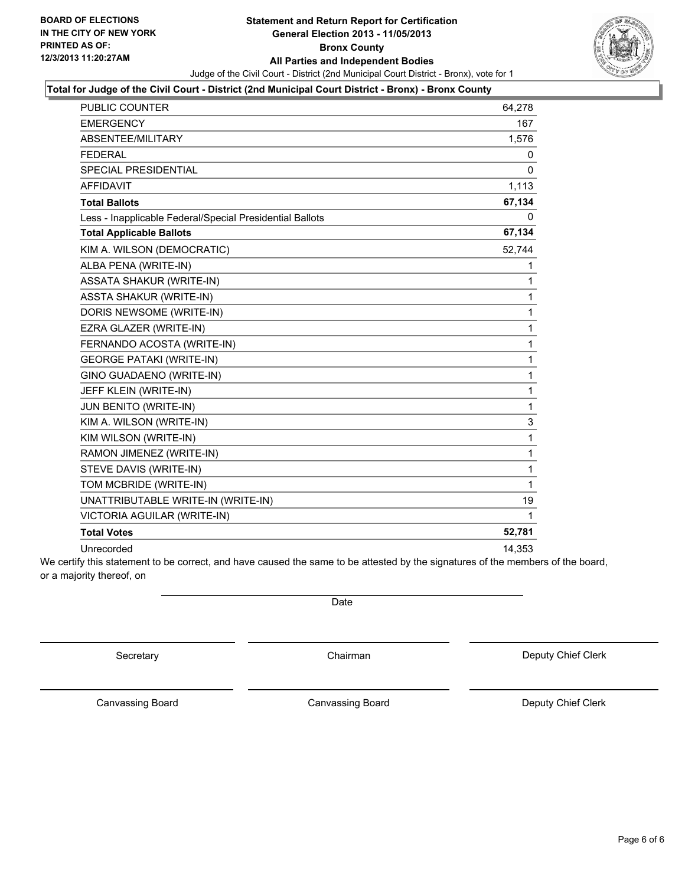**BOARD OF ELECTIONS IN THE CITY OF NEW YORK PRINTED AS OF: 12/3/2013 11:20:27AM**

**Statement and Return Report for Certification**
**General Election 2013 - 11/05/2013**
**Bronx County**
**All Parties and Independent Bodies**

Judge of the Civil Court - District (2nd Municipal Court District - Bronx), vote for 1

**Total for Judge of the Civil Court - District (2nd Municipal Court District - Bronx) - Bronx County**

| | |
|---|---|
| PUBLIC COUNTER | 64,278 |
| EMERGENCY | 167 |
| ABSENTEE/MILITARY | 1,576 |
| FEDERAL | 0 |
| SPECIAL PRESIDENTIAL | 0 |
| AFFIDAVIT | 1,113 |
| **Total Ballots** | **67,134** |
| Less - Inapplicable Federal/Special Presidential Ballots | 0 |
| **Total Applicable Ballots** | **67,134** |
| KIM A. WILSON (DEMOCRATIC) | 52,744 |
| ALBA PENA (WRITE-IN) | 1 |
| ASSATA SHAKUR (WRITE-IN) | 1 |
| ASSTA SHAKUR (WRITE-IN) | 1 |
| DORIS NEWSOME (WRITE-IN) | 1 |
| EZRA GLAZER (WRITE-IN) | 1 |
| FERNANDO ACOSTA (WRITE-IN) | 1 |
| GEORGE PATAKI (WRITE-IN) | 1 |
| GINO GUADAENO (WRITE-IN) | 1 |
| JEFF KLEIN (WRITE-IN) | 1 |
| JUN BENITO (WRITE-IN) | 1 |
| KIM A. WILSON (WRITE-IN) | 3 |
| KIM WILSON (WRITE-IN) | 1 |
| RAMON JIMENEZ (WRITE-IN) | 1 |
| STEVE DAVIS (WRITE-IN) | 1 |
| TOM MCBRIDE (WRITE-IN) | 1 |
| UNATTRIBUTABLE WRITE-IN (WRITE-IN) | 19 |
| VICTORIA AGUILAR (WRITE-IN) | 1 |
| **Total Votes** | **52,781** |
| Unrecorded | 14,353 |

We certify this statement to be correct, and have caused the same to be attested by the signatures of the members of the board, or a majority thereof, on

Date

Secretary | Chairman | Deputy Chief Clerk

Canvassing Board | Canvassing Board | Deputy Chief Clerk